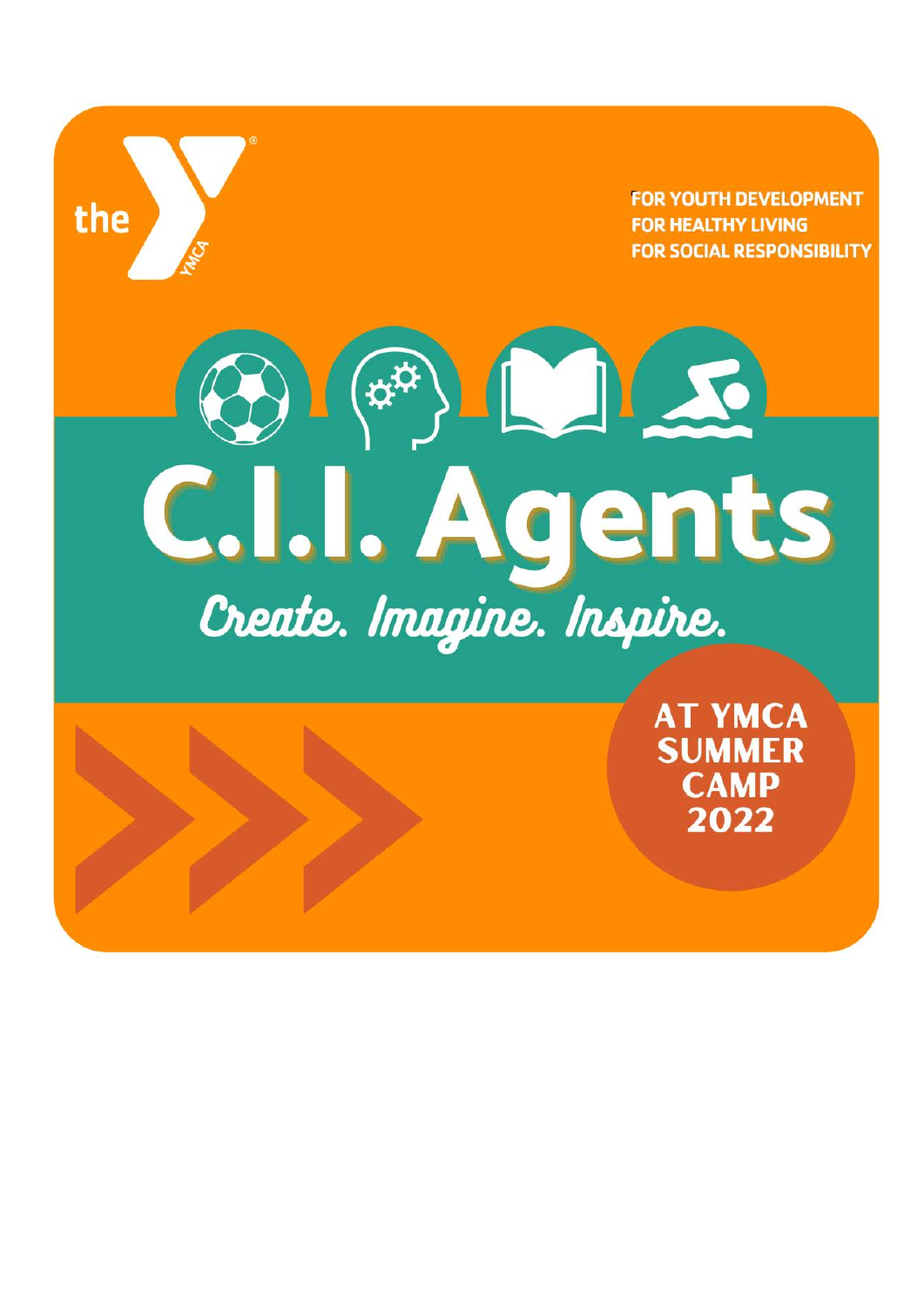the YMCA

FOR YOUTH DEVELOPMENT
FOR HEALTHY LIVING
FOR SOCIAL RESPONSIBILITY

# C.I.I. Agents

*Create. Imagine. Inspire.*

**AT YMCA SUMMER CAMP 2022**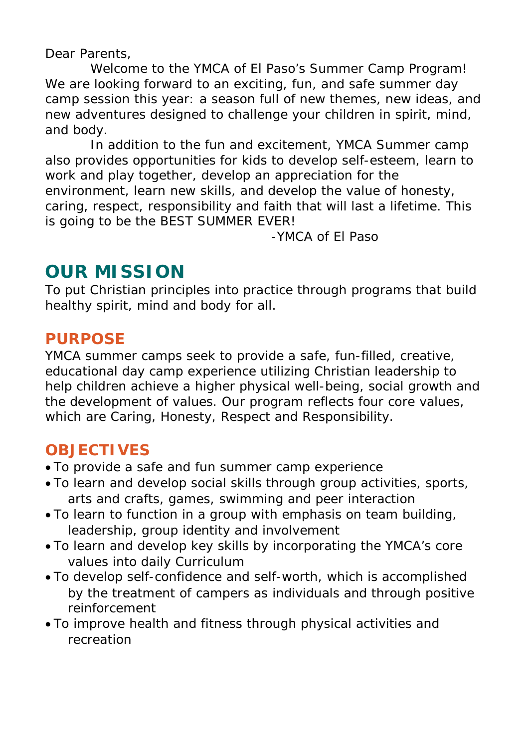Dear Parents,

Welcome to the YMCA of El Paso's Summer Camp Program! We are looking forward to an exciting, fun, and safe summer day camp session this year: a season full of new themes, new ideas, and new adventures designed to challenge your children in spirit, mind, and body.

In addition to the fun and excitement, YMCA Summer camp also provides opportunities for kids to develop self-esteem, learn to work and play together, develop an appreciation for the environment, learn new skills, and develop the value of honesty, caring, respect, responsibility and faith that will last a lifetime. This is going to be the BEST SUMMER EVER!

-YMCA of El Paso

# OUR MISSION

To put Christian principles into practice through programs that build healthy spirit, mind and body for all.

## PURPOSE

YMCA summer camps seek to provide a safe, fun-filled, creative, educational day camp experience utilizing Christian leadership to help children achieve a higher physical well-being, social growth and the development of values. Our program reflects four core values, which are Caring, Honesty, Respect and Responsibility.

## OBJECTIVES

- To provide a safe and fun summer camp experience
- To learn and develop social skills through group activities, sports, arts and crafts, games, swimming and peer interaction
- To learn to function in a group with emphasis on team building, leadership, group identity and involvement
- To learn and develop key skills by incorporating the YMCA's core values into daily Curriculum
- To develop self-confidence and self-worth, which is accomplished by the treatment of campers as individuals and through positive reinforcement
- To improve health and fitness through physical activities and recreation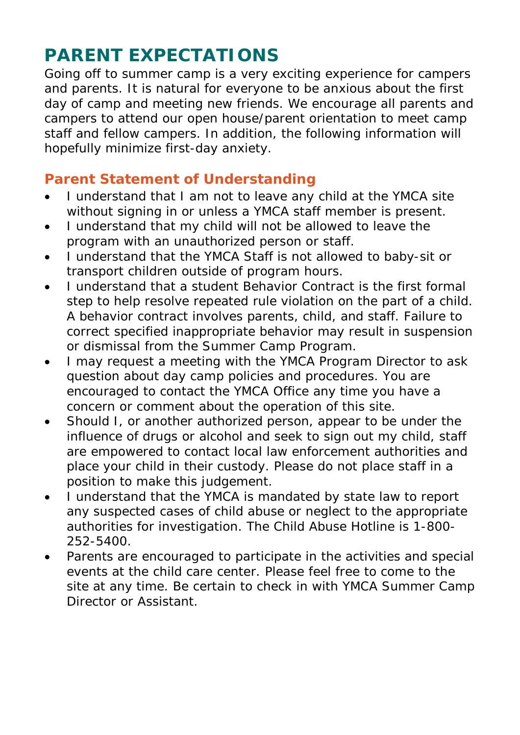# PARENT EXPECTATIONS

Going off to summer camp is a very exciting experience for campers and parents. It is natural for everyone to be anxious about the first day of camp and meeting new friends. We encourage all parents and campers to attend our open house/parent orientation to meet camp staff and fellow campers. In addition, the following information will hopefully minimize first-day anxiety.

## Parent Statement of Understanding

- I understand that I am not to leave any child at the YMCA site without signing in or unless a YMCA staff member is present.
- I understand that my child will not be allowed to leave the program with an unauthorized person or staff.
- I understand that the YMCA Staff is not allowed to baby-sit or transport children outside of program hours.
- I understand that a student Behavior Contract is the first formal step to help resolve repeated rule violation on the part of a child. A behavior contract involves parents, child, and staff. Failure to correct specified inappropriate behavior may result in suspension or dismissal from the Summer Camp Program.
- I may request a meeting with the YMCA Program Director to ask question about day camp policies and procedures. You are encouraged to contact the YMCA Office any time you have a concern or comment about the operation of this site.
- Should I, or another authorized person, appear to be under the influence of drugs or alcohol and seek to sign out my child, staff are empowered to contact local law enforcement authorities and place your child in their custody. Please do not place staff in a position to make this judgement.
- I understand that the YMCA is mandated by state law to report any suspected cases of child abuse or neglect to the appropriate authorities for investigation. The Child Abuse Hotline is 1-800-252-5400.
- Parents are encouraged to participate in the activities and special events at the child care center. Please feel free to come to the site at any time. Be certain to check in with YMCA Summer Camp Director or Assistant.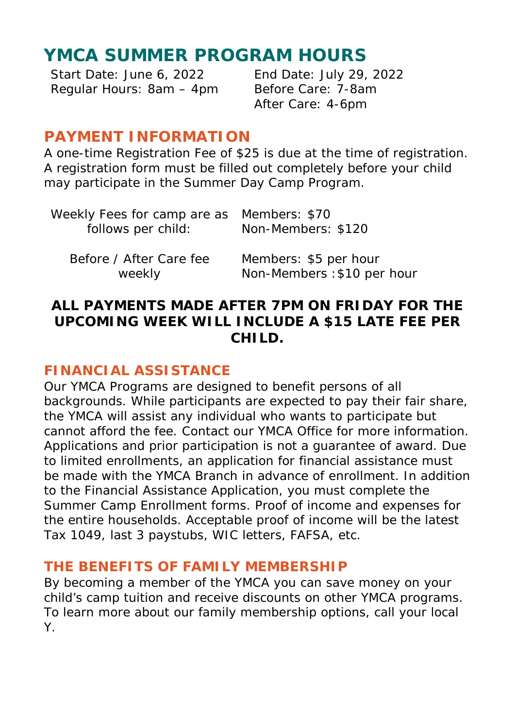# YMCA SUMMER PROGRAM HOURS

| | |
|---|---|
| Start Date: June 6, 2022 | End Date: July 29, 2022 |
| Regular Hours: 8am – 4pm | Before Care: 7-8am |
| | After Care: 4-6pm |

## PAYMENT INFORMATION

A one-time Registration Fee of $25 is due at the time of registration. A registration form must be filled out completely before your child may participate in the Summer Day Camp Program.

| | |
|---|---|
| Weekly Fees for camp are as follows per child: | Members: $70<br>Non-Members: $120 |
| Before / After Care fee weekly | Members: $5 per hour<br>Non-Members : $10 per hour |

**ALL PAYMENTS MADE AFTER 7PM ON FRIDAY FOR THE UPCOMING WEEK WILL INCLUDE A $15 LATE FEE PER CHILD.**

## FINANCIAL ASSISTANCE

Our YMCA Programs are designed to benefit persons of all backgrounds. While participants are expected to pay their fair share, the YMCA will assist any individual who wants to participate but cannot afford the fee. Contact our YMCA Office for more information. Applications and prior participation is not a guarantee of award. Due to limited enrollments, an application for financial assistance must be made with the YMCA Branch in advance of enrollment. In addition to the Financial Assistance Application, you must complete the Summer Camp Enrollment forms. Proof of income and expenses for the entire households. Acceptable proof of income will be the latest Tax 1049, last 3 paystubs, WIC letters, FAFSA, etc.

## THE BENEFITS OF FAMILY MEMBERSHIP

By becoming a member of the YMCA you can save money on your child's camp tuition and receive discounts on other YMCA programs. To learn more about our family membership options, call your local Y.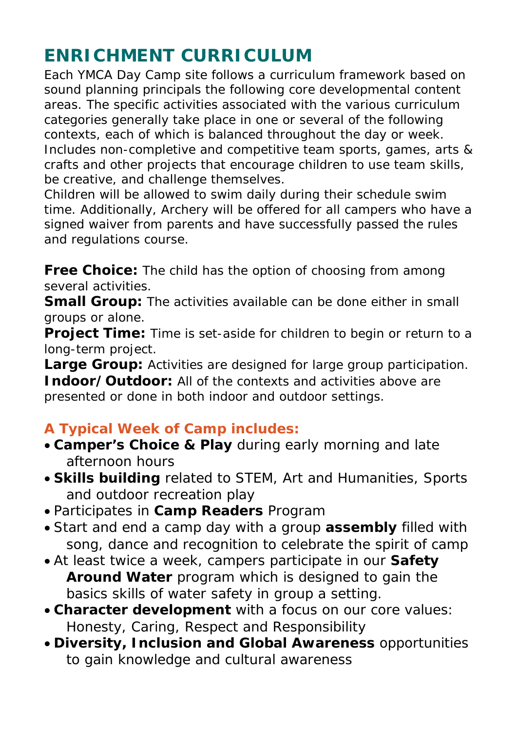## ENRICHMENT CURRICULUM

Each YMCA Day Camp site follows a curriculum framework based on sound planning principals the following core developmental content areas. The specific activities associated with the various curriculum categories generally take place in one or several of the following contexts, each of which is balanced throughout the day or week. Includes non-completive and competitive team sports, games, arts & crafts and other projects that encourage children to use team skills, be creative, and challenge themselves.

Children will be allowed to swim daily during their schedule swim time. Additionally, Archery will be offered for all campers who have a signed waiver from parents and have successfully passed the rules and regulations course.

**Free Choice:** The child has the option of choosing from among several activities.

**Small Group:** The activities available can be done either in small groups or alone.

**Project Time:** Time is set-aside for children to begin or return to a long-term project.

**Large Group:** Activities are designed for large group participation.

**Indoor/Outdoor:** All of the contexts and activities above are presented or done in both indoor and outdoor settings.

### A Typical Week of Camp includes:

- **Camper's Choice & Play** during early morning and late afternoon hours
- **Skills building** related to STEM, Art and Humanities, Sports and outdoor recreation play
- Participates in **Camp Readers** Program
- Start and end a camp day with a group **assembly** filled with song, dance and recognition to celebrate the spirit of camp
- At least twice a week, campers participate in our **Safety Around Water** program which is designed to gain the basics skills of water safety in group a setting.
- **Character development** with a focus on our core values: Honesty, Caring, Respect and Responsibility
- **Diversity, Inclusion and Global Awareness** opportunities to gain knowledge and cultural awareness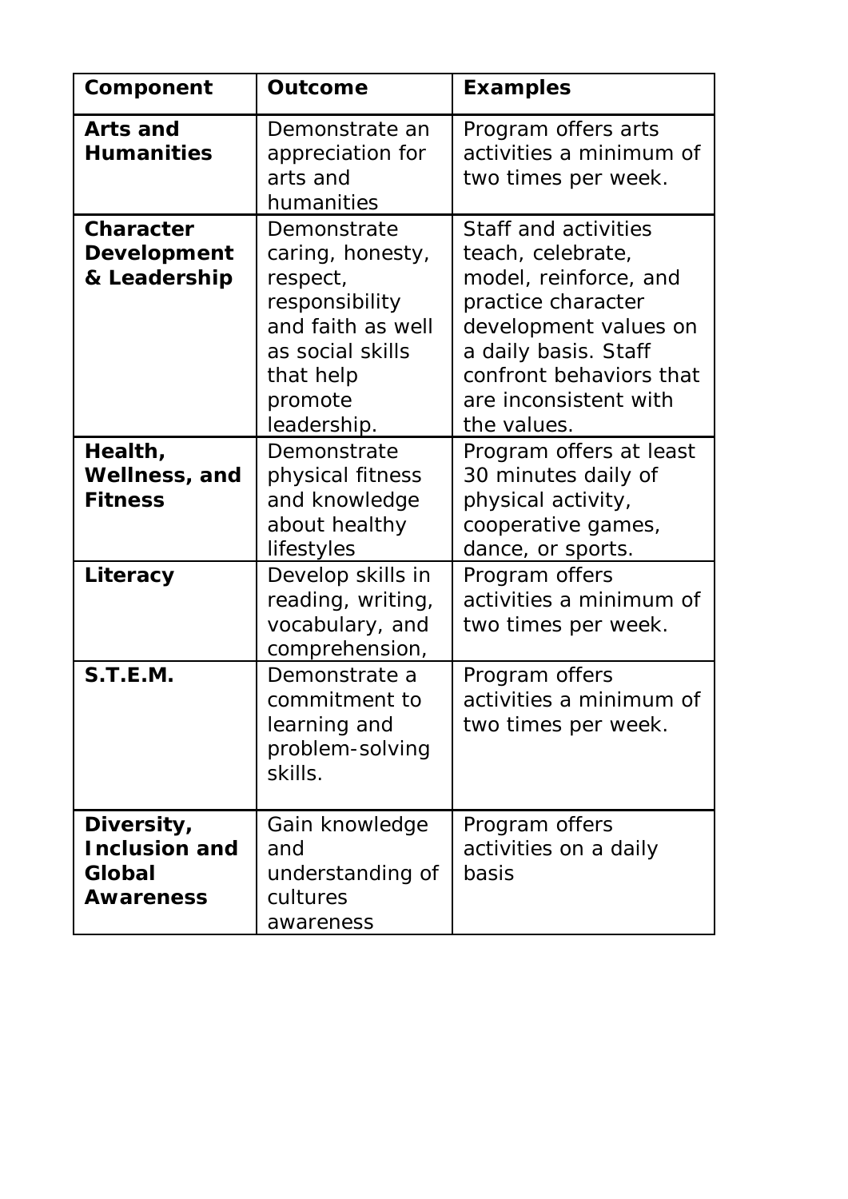| Component | Outcome | Examples |
| --- | --- | --- |
| **Arts and Humanities** | Demonstrate an appreciation for arts and humanities | Program offers arts activities a minimum of two times per week. |
| **Character Development & Leadership** | Demonstrate caring, honesty, respect, responsibility and faith as well as social skills that help promote leadership. | Staff and activities teach, celebrate, model, reinforce, and practice character development values on a daily basis. Staff confront behaviors that are inconsistent with the values. |
| **Health, Wellness, and Fitness** | Demonstrate physical fitness and knowledge about healthy lifestyles | Program offers at least 30 minutes daily of physical activity, cooperative games, dance, or sports. |
| **Literacy** | Develop skills in reading, writing, vocabulary, and comprehension, | Program offers activities a minimum of two times per week. |
| **S.T.E.M.** | Demonstrate a commitment to learning and problem-solving skills. | Program offers activities a minimum of two times per week. |
| **Diversity, Inclusion and Global Awareness** | Gain knowledge and understanding of cultures awareness | Program offers activities on a daily basis |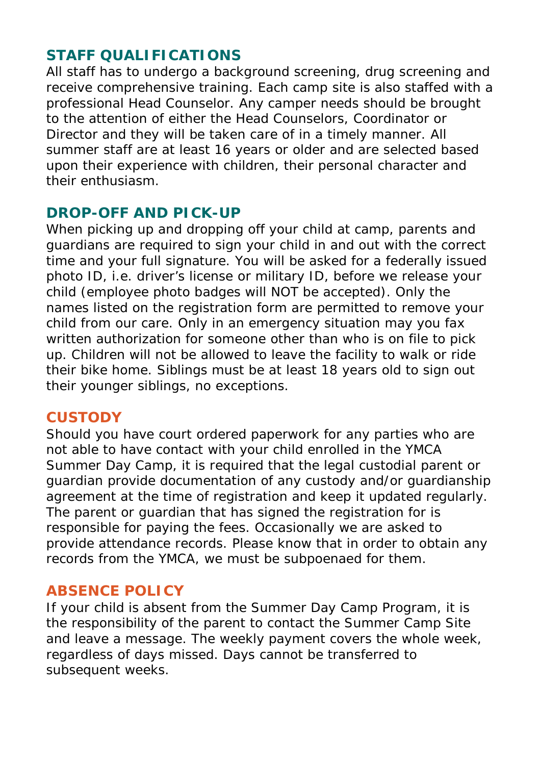## STAFF QUALIFICATIONS

All staff has to undergo a background screening, drug screening and receive comprehensive training. Each camp site is also staffed with a professional Head Counselor. Any camper needs should be brought to the attention of either the Head Counselors, Coordinator or Director and they will be taken care of in a timely manner. All summer staff are at least 16 years or older and are selected based upon their experience with children, their personal character and their enthusiasm.

## DROP-OFF AND PICK-UP

When picking up and dropping off your child at camp, parents and guardians are required to sign your child in and out with the correct time and your full signature. You will be asked for a federally issued photo ID, i.e. driver's license or military ID, before we release your child (employee photo badges will NOT be accepted). Only the names listed on the registration form are permitted to remove your child from our care. Only in an emergency situation may you fax written authorization for someone other than who is on file to pick up. Children will not be allowed to leave the facility to walk or ride their bike home. Siblings must be at least 18 years old to sign out their younger siblings, no exceptions.

## CUSTODY

Should you have court ordered paperwork for any parties who are not able to have contact with your child enrolled in the YMCA Summer Day Camp, it is required that the legal custodial parent or guardian provide documentation of any custody and/or guardianship agreement at the time of registration and keep it updated regularly. The parent or guardian that has signed the registration for is responsible for paying the fees. Occasionally we are asked to provide attendance records. Please know that in order to obtain any records from the YMCA, we must be subpoenaed for them.

## ABSENCE POLICY

If your child is absent from the Summer Day Camp Program, it is the responsibility of the parent to contact the Summer Camp Site and leave a message. The weekly payment covers the whole week, regardless of days missed. Days cannot be transferred to subsequent weeks.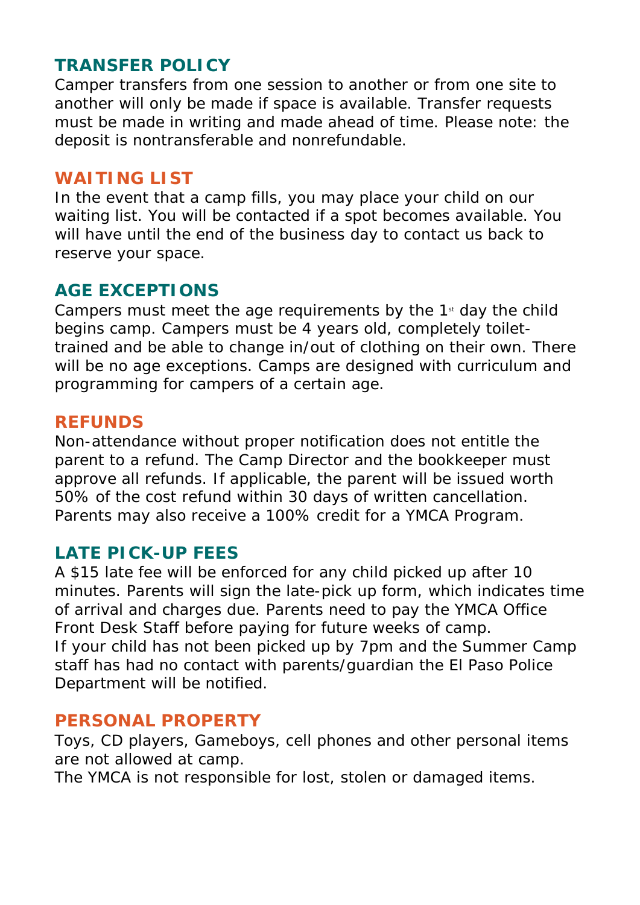## TRANSFER POLICY

Camper transfers from one session to another or from one site to another will only be made if space is available. Transfer requests must be made in writing and made ahead of time. Please note: the deposit is nontransferable and nonrefundable.

## WAITING LIST

In the event that a camp fills, you may place your child on our waiting list. You will be contacted if a spot becomes available. You will have until the end of the business day to contact us back to reserve your space.

## AGE EXCEPTIONS

Campers must meet the age requirements by the 1st day the child begins camp. Campers must be 4 years old, completely toilet-trained and be able to change in/out of clothing on their own. There will be no age exceptions. Camps are designed with curriculum and programming for campers of a certain age.

## REFUNDS

Non-attendance without proper notification does not entitle the parent to a refund. The Camp Director and the bookkeeper must approve all refunds. If applicable, the parent will be issued worth 50% of the cost refund within 30 days of written cancellation. Parents may also receive a 100% credit for a YMCA Program.

## LATE PICK-UP FEES

A $15 late fee will be enforced for any child picked up after 10 minutes. Parents will sign the late-pick up form, which indicates time of arrival and charges due. Parents need to pay the YMCA Office Front Desk Staff before paying for future weeks of camp.

If your child has not been picked up by 7pm and the Summer Camp staff has had no contact with parents/guardian the El Paso Police Department will be notified.

## PERSONAL PROPERTY

Toys, CD players, Gameboys, cell phones and other personal items are not allowed at camp.

The YMCA is not responsible for lost, stolen or damaged items.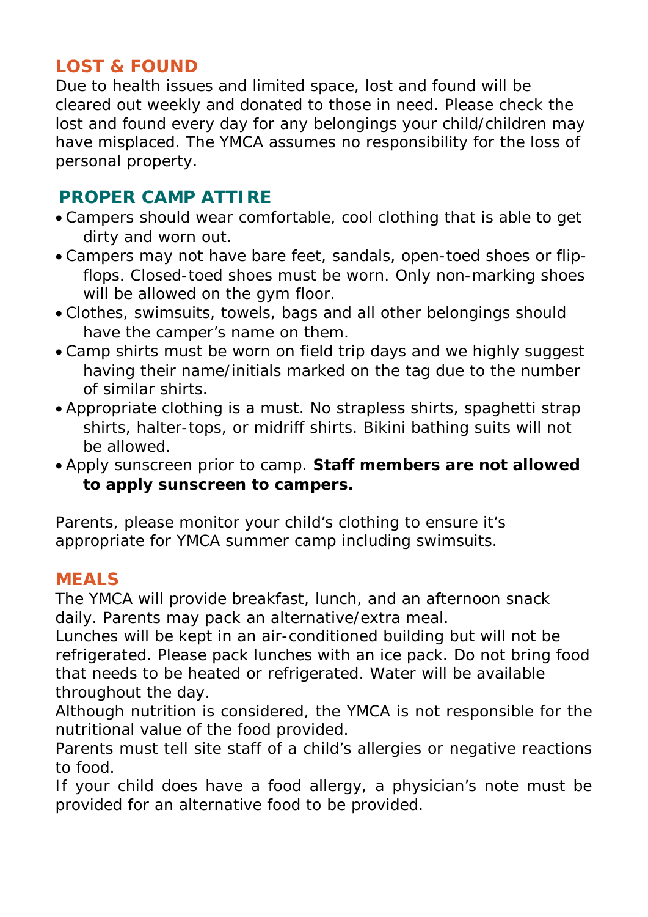## LOST & FOUND

Due to health issues and limited space, lost and found will be cleared out weekly and donated to those in need. Please check the lost and found every day for any belongings your child/children may have misplaced. The YMCA assumes no responsibility for the loss of personal property.

## PROPER CAMP ATTIRE

- Campers should wear comfortable, cool clothing that is able to get dirty and worn out.
- Campers may not have bare feet, sandals, open-toed shoes or flip-flops. Closed-toed shoes must be worn. Only non-marking shoes will be allowed on the gym floor.
- Clothes, swimsuits, towels, bags and all other belongings should have the camper's name on them.
- Camp shirts must be worn on field trip days and we highly suggest having their name/initials marked on the tag due to the number of similar shirts.
- Appropriate clothing is a must. No strapless shirts, spaghetti strap shirts, halter-tops, or midriff shirts. Bikini bathing suits will not be allowed.
- Apply sunscreen prior to camp. **Staff members are not allowed to apply sunscreen to campers.**

Parents, please monitor your child's clothing to ensure it's appropriate for YMCA summer camp including swimsuits.

## MEALS

The YMCA will provide breakfast, lunch, and an afternoon snack daily. Parents may pack an alternative/extra meal.

Lunches will be kept in an air-conditioned building but will not be refrigerated. Please pack lunches with an ice pack. Do not bring food that needs to be heated or refrigerated. Water will be available throughout the day.

Although nutrition is considered, the YMCA is not responsible for the nutritional value of the food provided.

Parents must tell site staff of a child's allergies or negative reactions to food.

If your child does have a food allergy, a physician's note must be provided for an alternative food to be provided.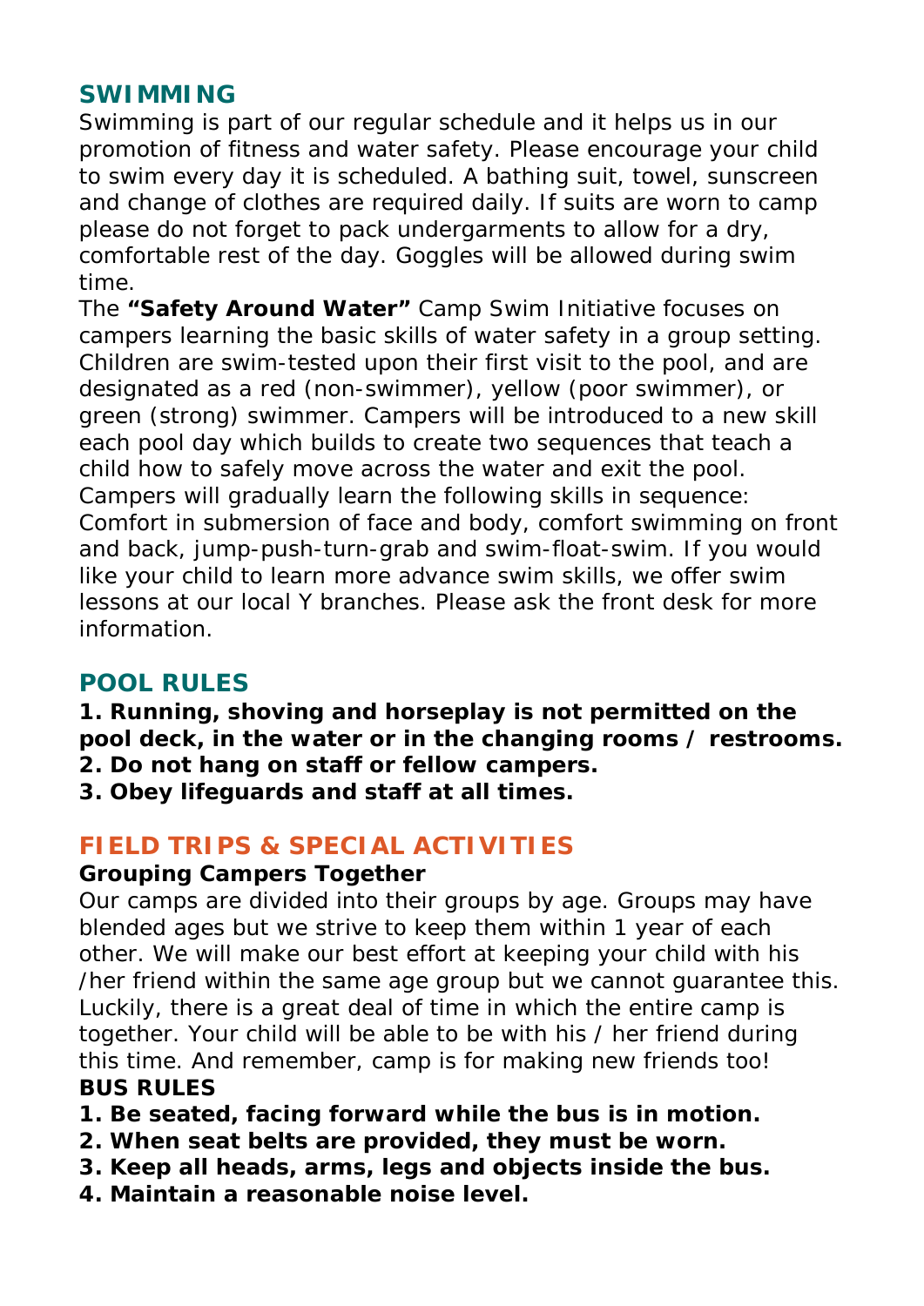## SWIMMING

Swimming is part of our regular schedule and it helps us in our promotion of fitness and water safety. Please encourage your child to swim every day it is scheduled. A bathing suit, towel, sunscreen and change of clothes are required daily. If suits are worn to camp please do not forget to pack undergarments to allow for a dry, comfortable rest of the day. Goggles will be allowed during swim time.

The **"Safety Around Water"** Camp Swim Initiative focuses on campers learning the basic skills of water safety in a group setting. Children are swim-tested upon their first visit to the pool, and are designated as a red (non-swimmer), yellow (poor swimmer), or green (strong) swimmer. Campers will be introduced to a new skill each pool day which builds to create two sequences that teach a child how to safely move across the water and exit the pool. Campers will gradually learn the following skills in sequence: Comfort in submersion of face and body, comfort swimming on front and back, jump-push-turn-grab and swim-float-swim. If you would like your child to learn more advance swim skills, we offer swim lessons at our local Y branches. Please ask the front desk for more information.

## POOL RULES

**1. Running, shoving and horseplay is not permitted on the pool deck, in the water or in the changing rooms / restrooms.**
**2. Do not hang on staff or fellow campers.**
**3. Obey lifeguards and staff at all times.**

## FIELD TRIPS & SPECIAL ACTIVITIES

**Grouping Campers Together**

Our camps are divided into their groups by age. Groups may have blended ages but we strive to keep them within 1 year of each other. We will make our best effort at keeping your child with his /her friend within the same age group but we cannot guarantee this. Luckily, there is a great deal of time in which the entire camp is together. Your child will be able to be with his / her friend during this time. And remember, camp is for making new friends too!

**BUS RULES**

**1. Be seated, facing forward while the bus is in motion.**
**2. When seat belts are provided, they must be worn.**
**3. Keep all heads, arms, legs and objects inside the bus.**
**4. Maintain a reasonable noise level.**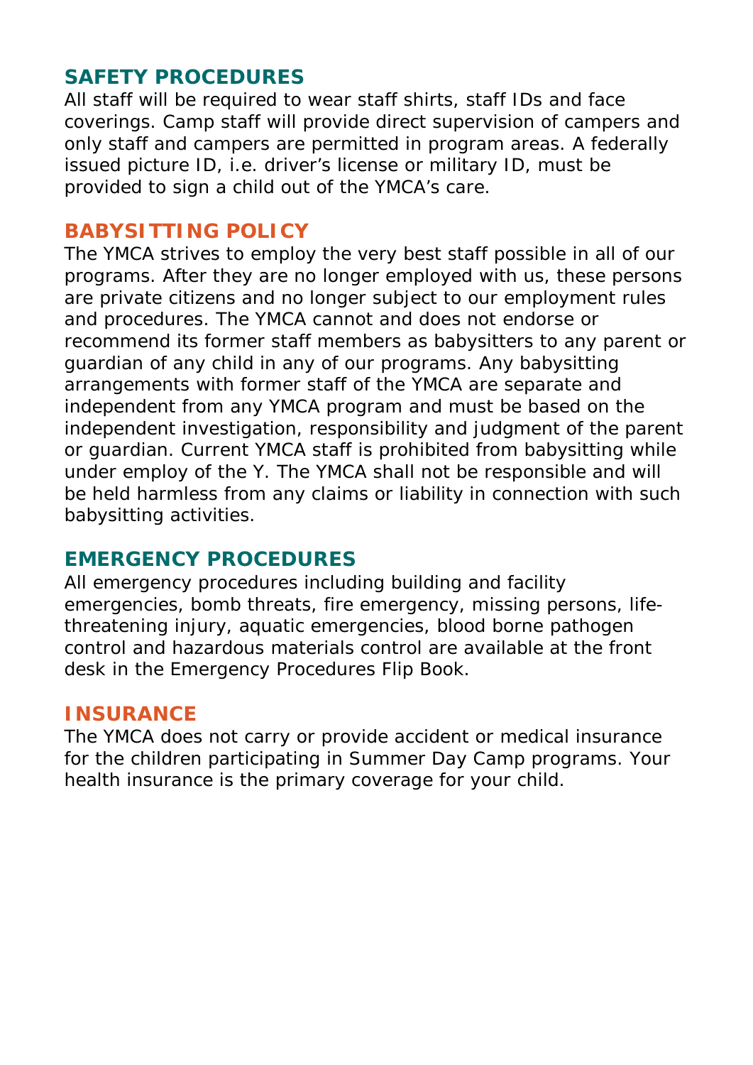## SAFETY PROCEDURES

All staff will be required to wear staff shirts, staff IDs and face coverings. Camp staff will provide direct supervision of campers and only staff and campers are permitted in program areas. A federally issued picture ID, i.e. driver's license or military ID, must be provided to sign a child out of the YMCA's care.

## BABYSITTING POLICY

The YMCA strives to employ the very best staff possible in all of our programs. After they are no longer employed with us, these persons are private citizens and no longer subject to our employment rules and procedures. The YMCA cannot and does not endorse or recommend its former staff members as babysitters to any parent or guardian of any child in any of our programs. Any babysitting arrangements with former staff of the YMCA are separate and independent from any YMCA program and must be based on the independent investigation, responsibility and judgment of the parent or guardian. Current YMCA staff is prohibited from babysitting while under employ of the Y. The YMCA shall not be responsible and will be held harmless from any claims or liability in connection with such babysitting activities.

## EMERGENCY PROCEDURES

All emergency procedures including building and facility emergencies, bomb threats, fire emergency, missing persons, life-threatening injury, aquatic emergencies, blood borne pathogen control and hazardous materials control are available at the front desk in the Emergency Procedures Flip Book.

## INSURANCE

The YMCA does not carry or provide accident or medical insurance for the children participating in Summer Day Camp programs. Your health insurance is the primary coverage for your child.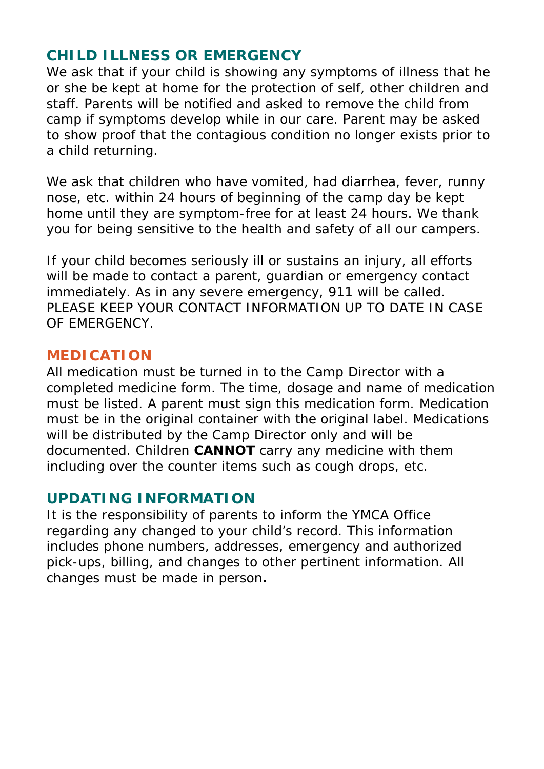## CHILD ILLNESS OR EMERGENCY

We ask that if your child is showing any symptoms of illness that he or she be kept at home for the protection of self, other children and staff. Parents will be notified and asked to remove the child from camp if symptoms develop while in our care. Parent may be asked to show proof that the contagious condition no longer exists prior to a child returning.

We ask that children who have vomited, had diarrhea, fever, runny nose, etc. within 24 hours of beginning of the camp day be kept home until they are symptom-free for at least 24 hours. We thank you for being sensitive to the health and safety of all our campers.

If your child becomes seriously ill or sustains an injury, all efforts will be made to contact a parent, guardian or emergency contact immediately. As in any severe emergency, 911 will be called. PLEASE KEEP YOUR CONTACT INFORMATION UP TO DATE IN CASE OF EMERGENCY.

## MEDICATION

All medication must be turned in to the Camp Director with a completed medicine form. The time, dosage and name of medication must be listed. A parent must sign this medication form. Medication must be in the original container with the original label. Medications will be distributed by the Camp Director only and will be documented. Children **CANNOT** carry any medicine with them including over the counter items such as cough drops, etc.

## UPDATING INFORMATION

It is the responsibility of parents to inform the YMCA Office regarding any changed to your child's record. This information includes phone numbers, addresses, emergency and authorized pick-ups, billing, and changes to other pertinent information. All changes must be made in person**.**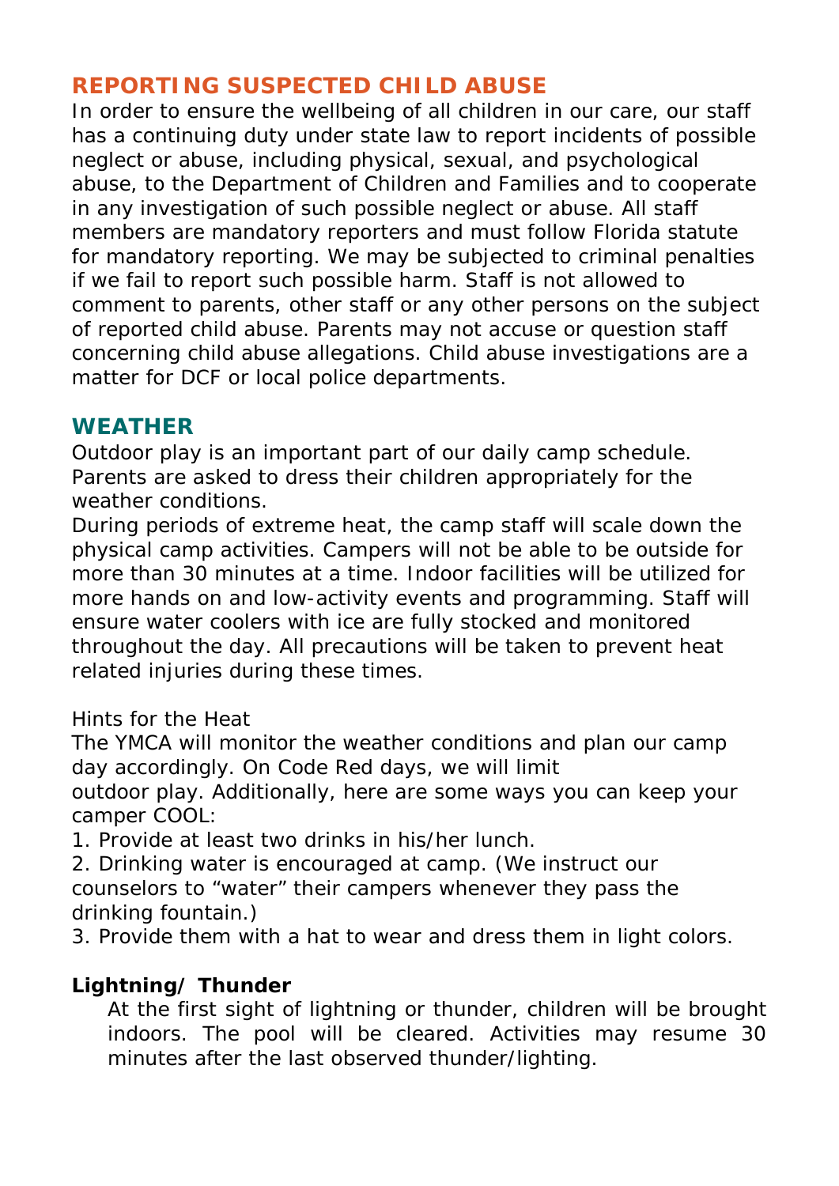## REPORTING SUSPECTED CHILD ABUSE

In order to ensure the wellbeing of all children in our care, our staff has a continuing duty under state law to report incidents of possible neglect or abuse, including physical, sexual, and psychological abuse, to the Department of Children and Families and to cooperate in any investigation of such possible neglect or abuse. All staff members are mandatory reporters and must follow Florida statute for mandatory reporting. We may be subjected to criminal penalties if we fail to report such possible harm. Staff is not allowed to comment to parents, other staff or any other persons on the subject of reported child abuse. Parents may not accuse or question staff concerning child abuse allegations. Child abuse investigations are a matter for DCF or local police departments.

## WEATHER

Outdoor play is an important part of our daily camp schedule. Parents are asked to dress their children appropriately for the weather conditions.

During periods of extreme heat, the camp staff will scale down the physical camp activities. Campers will not be able to be outside for more than 30 minutes at a time. Indoor facilities will be utilized for more hands on and low-activity events and programming. Staff will ensure water coolers with ice are fully stocked and monitored throughout the day. All precautions will be taken to prevent heat related injuries during these times.

Hints for the Heat

The YMCA will monitor the weather conditions and plan our camp day accordingly. On Code Red days, we will limit outdoor play. Additionally, here are some ways you can keep your camper COOL:

1. Provide at least two drinks in his/her lunch.
2. Drinking water is encouraged at camp. (We instruct our counselors to "water" their campers whenever they pass the drinking fountain.)
3. Provide them with a hat to wear and dress them in light colors.

**Lightning/ Thunder**

At the first sight of lightning or thunder, children will be brought indoors. The pool will be cleared. Activities may resume 30 minutes after the last observed thunder/lighting.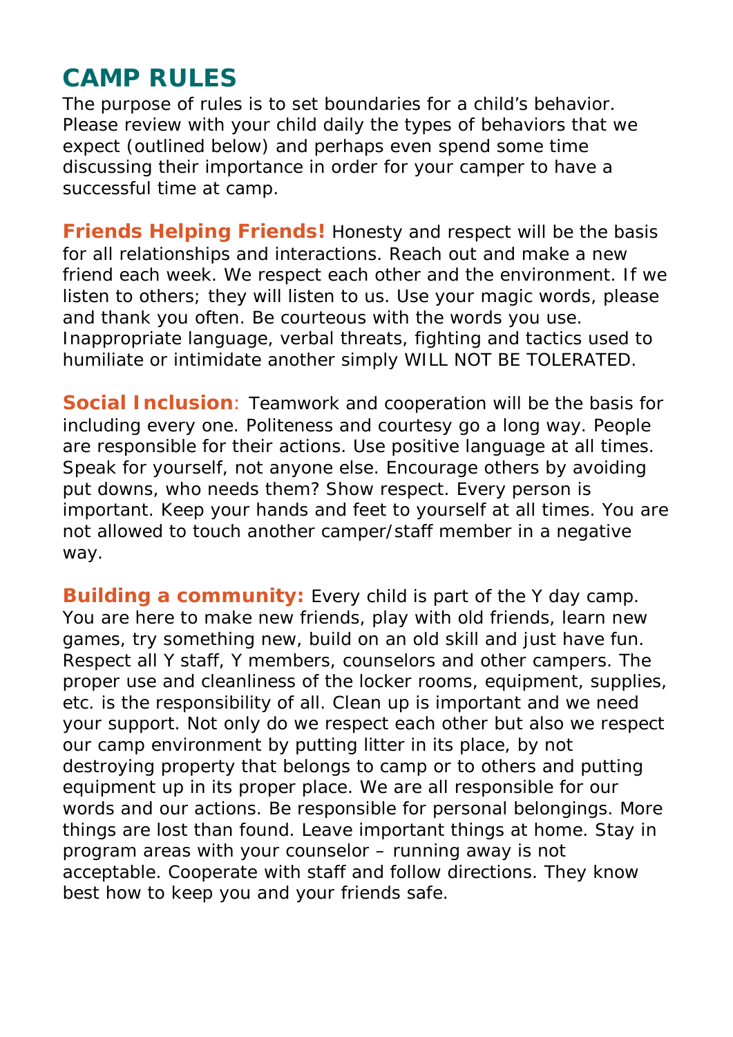# CAMP RULES

The purpose of rules is to set boundaries for a child's behavior. Please review with your child daily the types of behaviors that we expect (outlined below) and perhaps even spend some time discussing their importance in order for your camper to have a successful time at camp.

**Friends Helping Friends!** Honesty and respect will be the basis for all relationships and interactions. Reach out and make a new friend each week. We respect each other and the environment. If we listen to others; they will listen to us. Use your magic words, please and thank you often. Be courteous with the words you use. Inappropriate language, verbal threats, fighting and tactics used to humiliate or intimidate another simply WILL NOT BE TOLERATED.

**Social Inclusion**: Teamwork and cooperation will be the basis for including every one. Politeness and courtesy go a long way. People are responsible for their actions. Use positive language at all times. Speak for yourself, not anyone else. Encourage others by avoiding put downs, who needs them? Show respect. Every person is important. Keep your hands and feet to yourself at all times. You are not allowed to touch another camper/staff member in a negative way.

**Building a community:** Every child is part of the Y day camp. You are here to make new friends, play with old friends, learn new games, try something new, build on an old skill and just have fun. Respect all Y staff, Y members, counselors and other campers. The proper use and cleanliness of the locker rooms, equipment, supplies, etc. is the responsibility of all. Clean up is important and we need your support. Not only do we respect each other but also we respect our camp environment by putting litter in its place, by not destroying property that belongs to camp or to others and putting equipment up in its proper place. We are all responsible for our words and our actions. Be responsible for personal belongings. More things are lost than found. Leave important things at home. Stay in program areas with your counselor – running away is not acceptable. Cooperate with staff and follow directions. They know best how to keep you and your friends safe.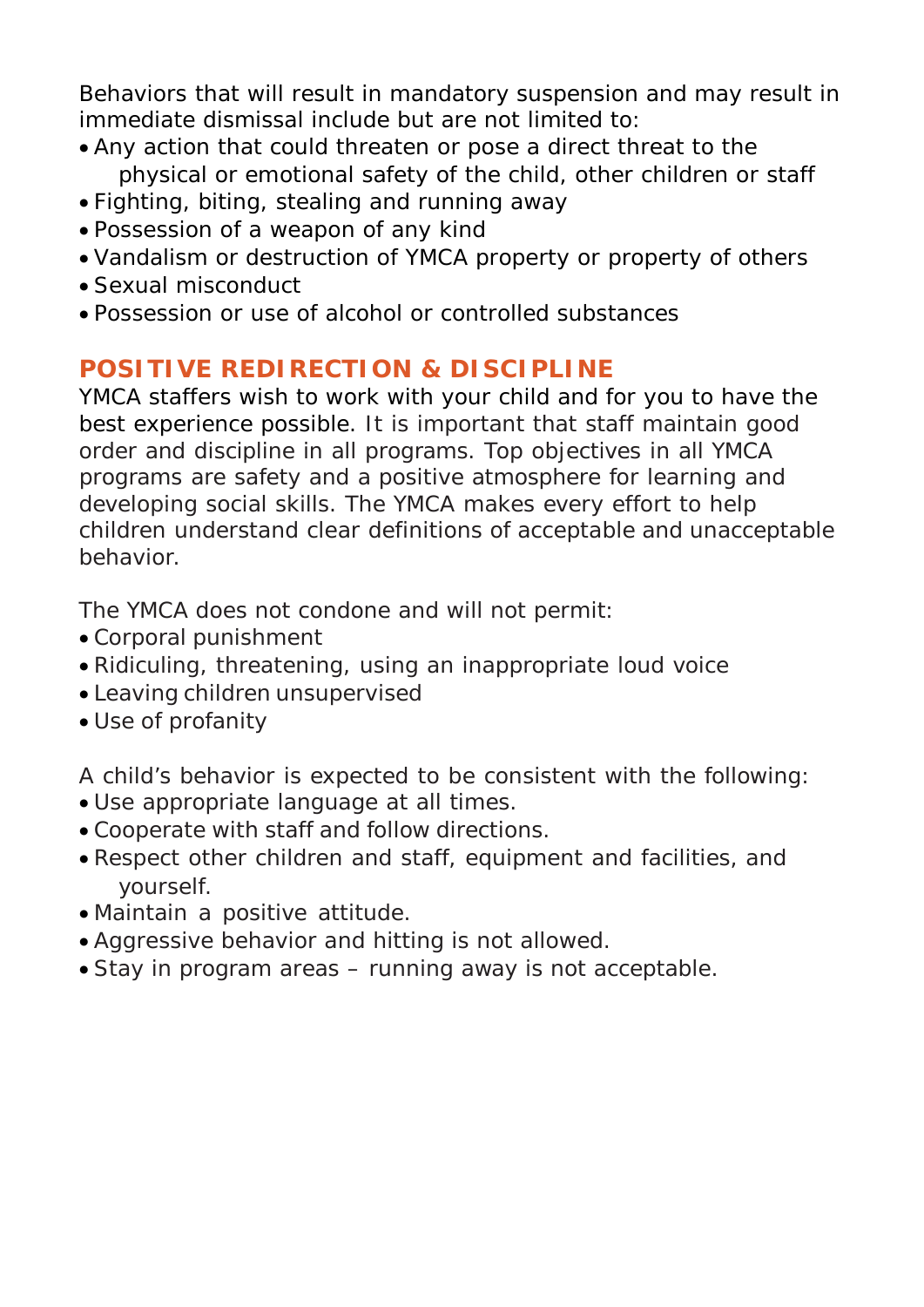Behaviors that will result in mandatory suspension and may result in immediate dismissal include but are not limited to:

- Any action that could threaten or pose a direct threat to the physical or emotional safety of the child, other children or staff
- Fighting, biting, stealing and running away
- Possession of a weapon of any kind
- Vandalism or destruction of YMCA property or property of others
- Sexual misconduct
- Possession or use of alcohol or controlled substances

## POSITIVE REDIRECTION & DISCIPLINE

YMCA staffers wish to work with your child and for you to have the best experience possible. It is important that staff maintain good order and discipline in all programs. Top objectives in all YMCA programs are safety and a positive atmosphere for learning and developing social skills. The YMCA makes every effort to help children understand clear definitions of acceptable and unacceptable behavior.

The YMCA does not condone and will not permit:

- Corporal punishment
- Ridiculing, threatening, using an inappropriate loud voice
- Leaving children unsupervised
- Use of profanity

A child's behavior is expected to be consistent with the following:

- Use appropriate language at all times.
- Cooperate with staff and follow directions.
- Respect other children and staff, equipment and facilities, and yourself.
- Maintain a positive attitude.
- Aggressive behavior and hitting is not allowed.
- Stay in program areas – running away is not acceptable.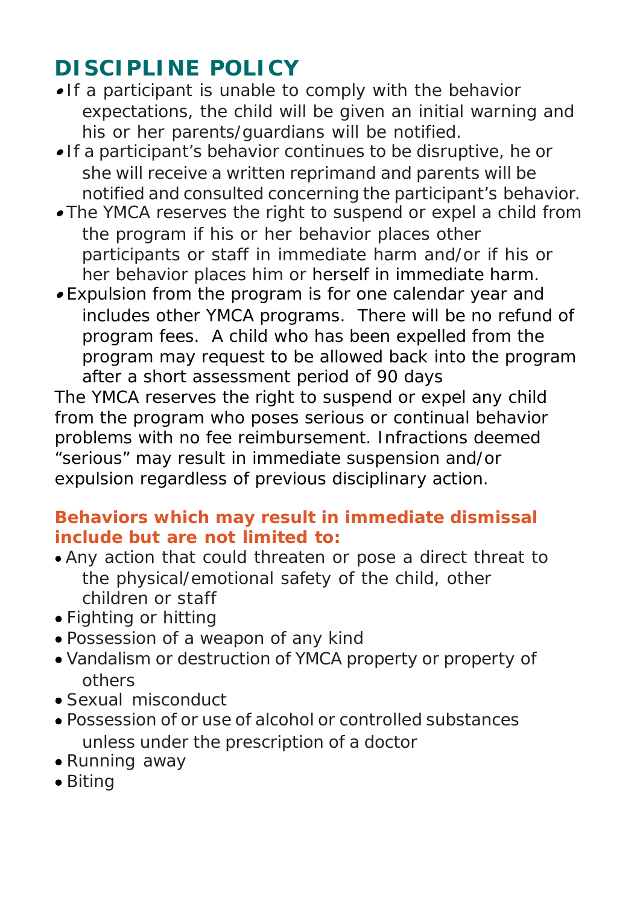# DISCIPLINE POLICY

- If a participant is unable to comply with the behavior expectations, the child will be given an initial warning and his or her parents/guardians will be notified.
- If a participant's behavior continues to be disruptive, he or she will receive a written reprimand and parents will be notified and consulted concerning the participant's behavior.
- The YMCA reserves the right to suspend or expel a child from the program if his or her behavior places other participants or staff in immediate harm and/or if his or her behavior places him or herself in immediate harm.
- Expulsion from the program is for one calendar year and includes other YMCA programs. There will be no refund of program fees. A child who has been expelled from the program may request to be allowed back into the program after a short assessment period of 90 days

The YMCA reserves the right to suspend or expel any child from the program who poses serious or continual behavior problems with no fee reimbursement. Infractions deemed "serious" may result in immediate suspension and/or expulsion regardless of previous disciplinary action.

**Behaviors which may result in immediate dismissal include but are not limited to:**

- Any action that could threaten or pose a direct threat to the physical/emotional safety of the child, other children or staff
- Fighting or hitting
- Possession of a weapon of any kind
- Vandalism or destruction of YMCA property or property of others
- Sexual misconduct
- Possession of or use of alcohol or controlled substances unless under the prescription of a doctor
- Running away
- Biting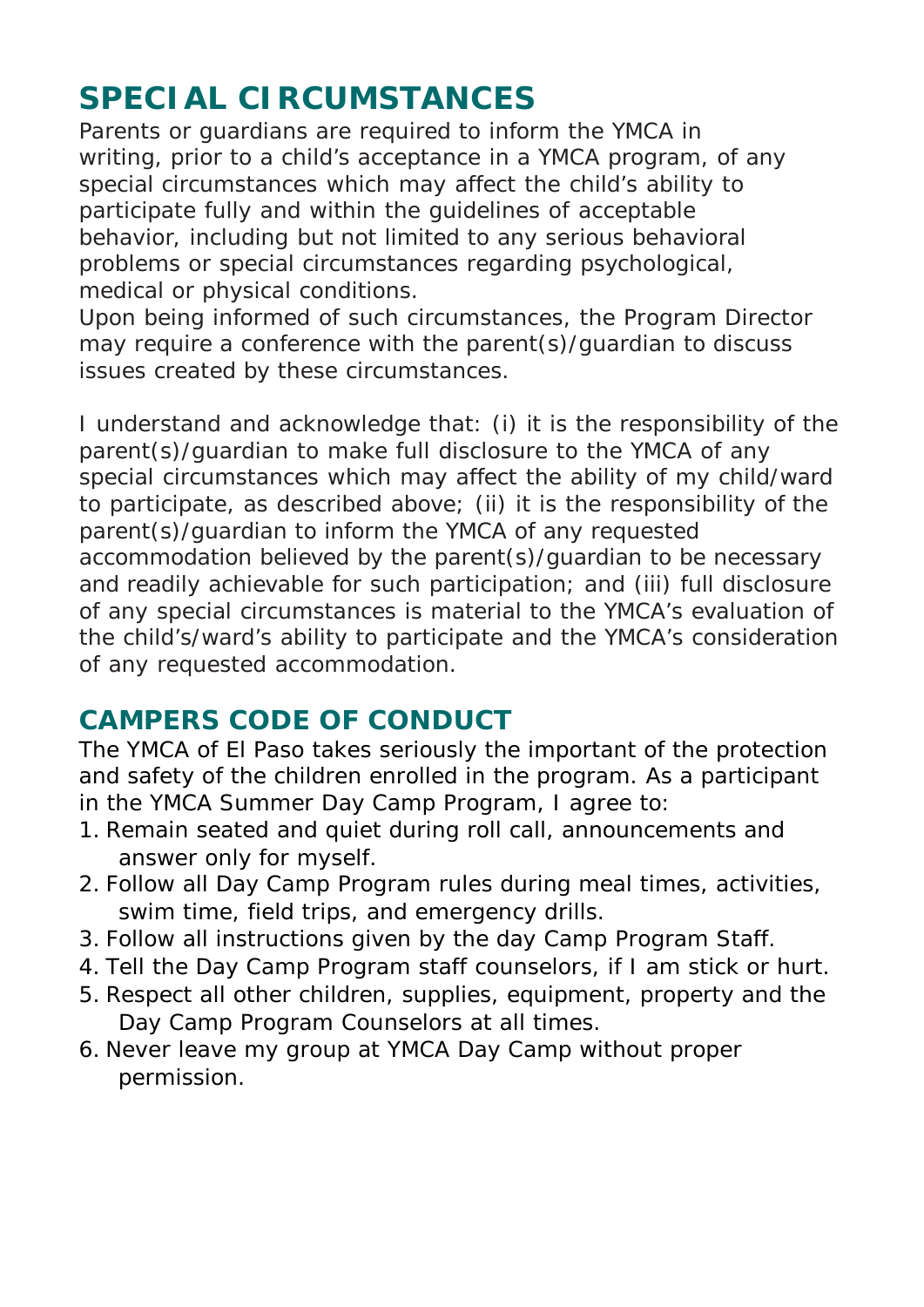## SPECIAL CIRCUMSTANCES

Parents or guardians are required to inform the YMCA in writing, prior to a child's acceptance in a YMCA program, of any special circumstances which may affect the child's ability to participate fully and within the guidelines of acceptable behavior, including but not limited to any serious behavioral problems or special circumstances regarding psychological, medical or physical conditions.
Upon being informed of such circumstances, the Program Director may require a conference with the parent(s)/guardian to discuss issues created by these circumstances.

I understand and acknowledge that: (i) it is the responsibility of the parent(s)/guardian to make full disclosure to the YMCA of any special circumstances which may affect the ability of my child/ward to participate, as described above; (ii) it is the responsibility of the parent(s)/guardian to inform the YMCA of any requested accommodation believed by the parent(s)/guardian to be necessary and readily achievable for such participation; and (iii) full disclosure of any special circumstances is material to the YMCA's evaluation of the child's/ward's ability to participate and the YMCA's consideration of any requested accommodation.

## CAMPERS CODE OF CONDUCT

The YMCA of El Paso takes seriously the important of the protection and safety of the children enrolled in the program. As a participant in the YMCA Summer Day Camp Program, I agree to:

1. Remain seated and quiet during roll call, announcements and answer only for myself.
2. Follow all Day Camp Program rules during meal times, activities, swim time, field trips, and emergency drills.
3. Follow all instructions given by the day Camp Program Staff.
4. Tell the Day Camp Program staff counselors, if I am stick or hurt.
5. Respect all other children, supplies, equipment, property and the Day Camp Program Counselors at all times.
6. Never leave my group at YMCA Day Camp without proper permission.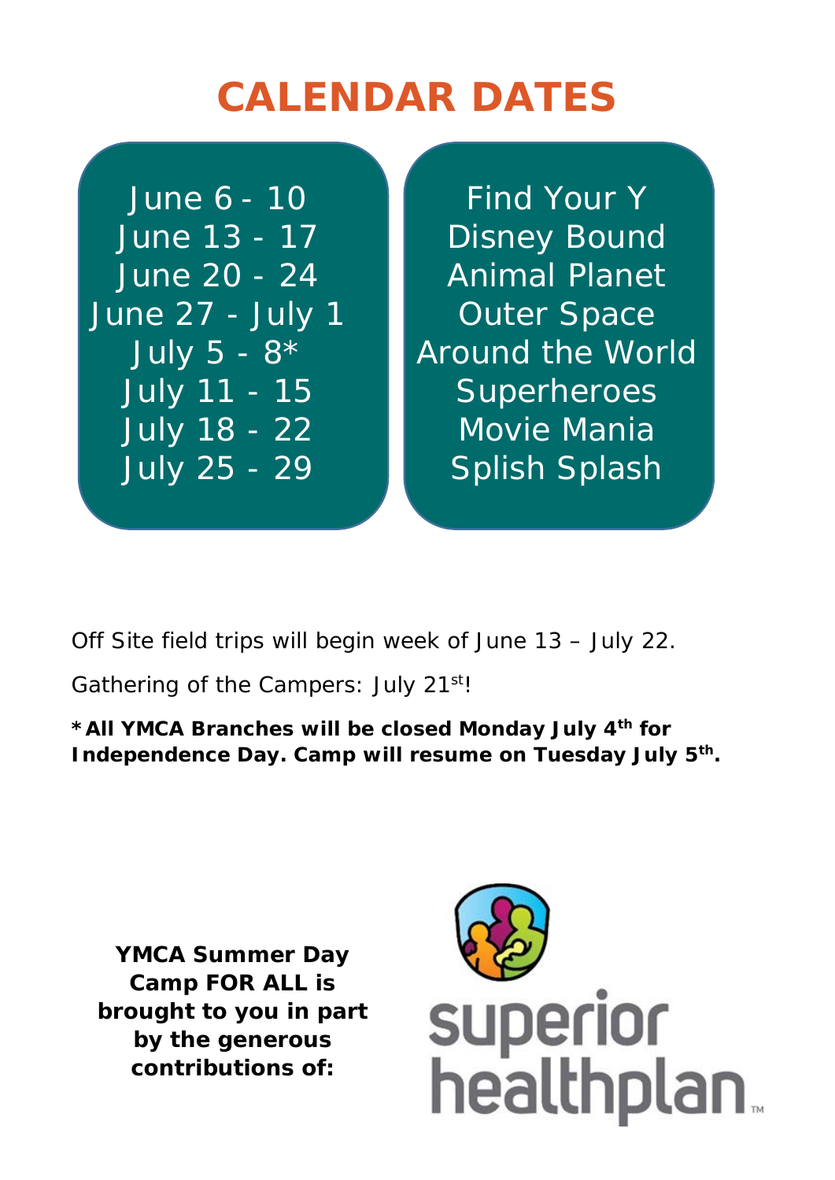# CALENDAR DATES

| Dates | Theme |
| --- | --- |
| June 6 - 10 | Find Your Y |
| June 13 - 17 | Disney Bound |
| June 20 - 24 | Animal Planet |
| June 27 - July 1 | Outer Space |
| July 5 - 8* | Around the World |
| July 11 - 15 | Superheroes |
| July 18 - 22 | Movie Mania |
| July 25 - 29 | Splish Splash |

Off Site field trips will begin week of June 13 – July 22.

Gathering of the Campers: July 21st!

**\* All YMCA Branches will be closed Monday July 4th for Independence Day. Camp will resume on Tuesday July 5th.**

**YMCA Summer Day Camp FOR ALL is brought to you in part by the generous contributions of:**

superior healthplan™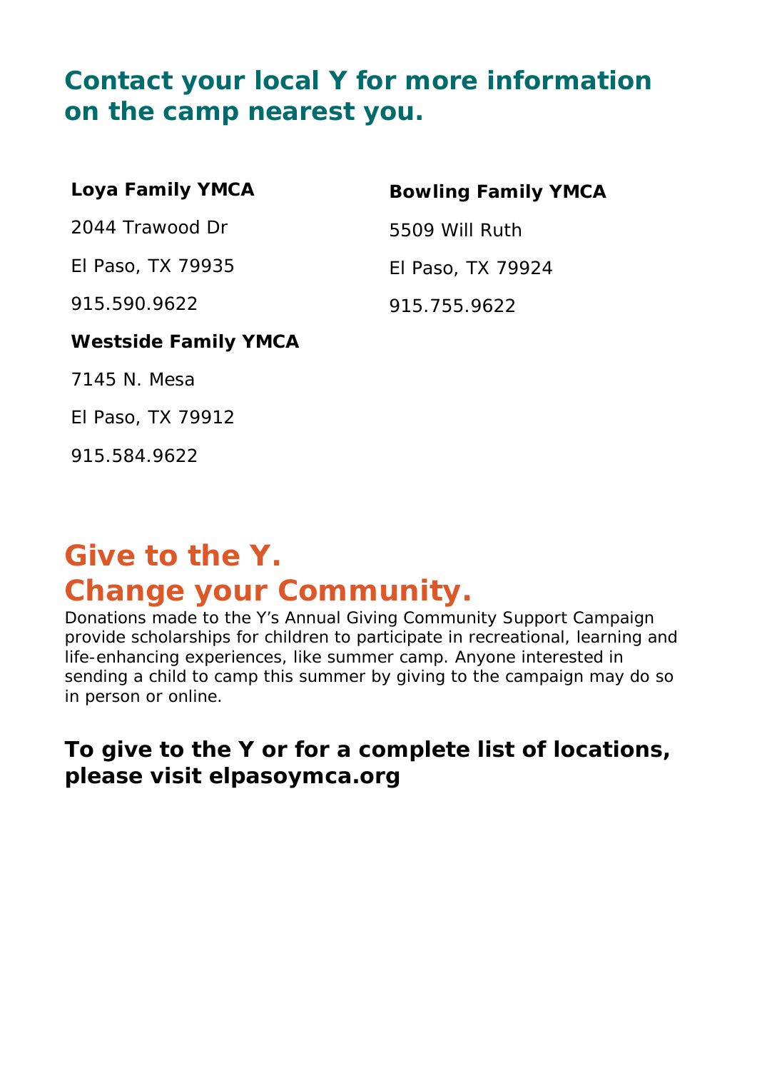## Contact your local Y for more information on the camp nearest you.

**Loya Family YMCA**

2044 Trawood Dr

El Paso, TX 79935

915.590.9622

**Westside Family YMCA**

7145 N. Mesa

El Paso, TX 79912

915.584.9622

**Bowling Family YMCA**

5509 Will Ruth

El Paso, TX 79924

915.755.9622

## Give to the Y. Change your Community.

Donations made to the Y's Annual Giving Community Support Campaign provide scholarships for children to participate in recreational, learning and life-enhancing experiences, like summer camp. Anyone interested in sending a child to camp this summer by giving to the campaign may do so in person or online.

### To give to the Y or for a complete list of locations, please visit elpasoymca.org